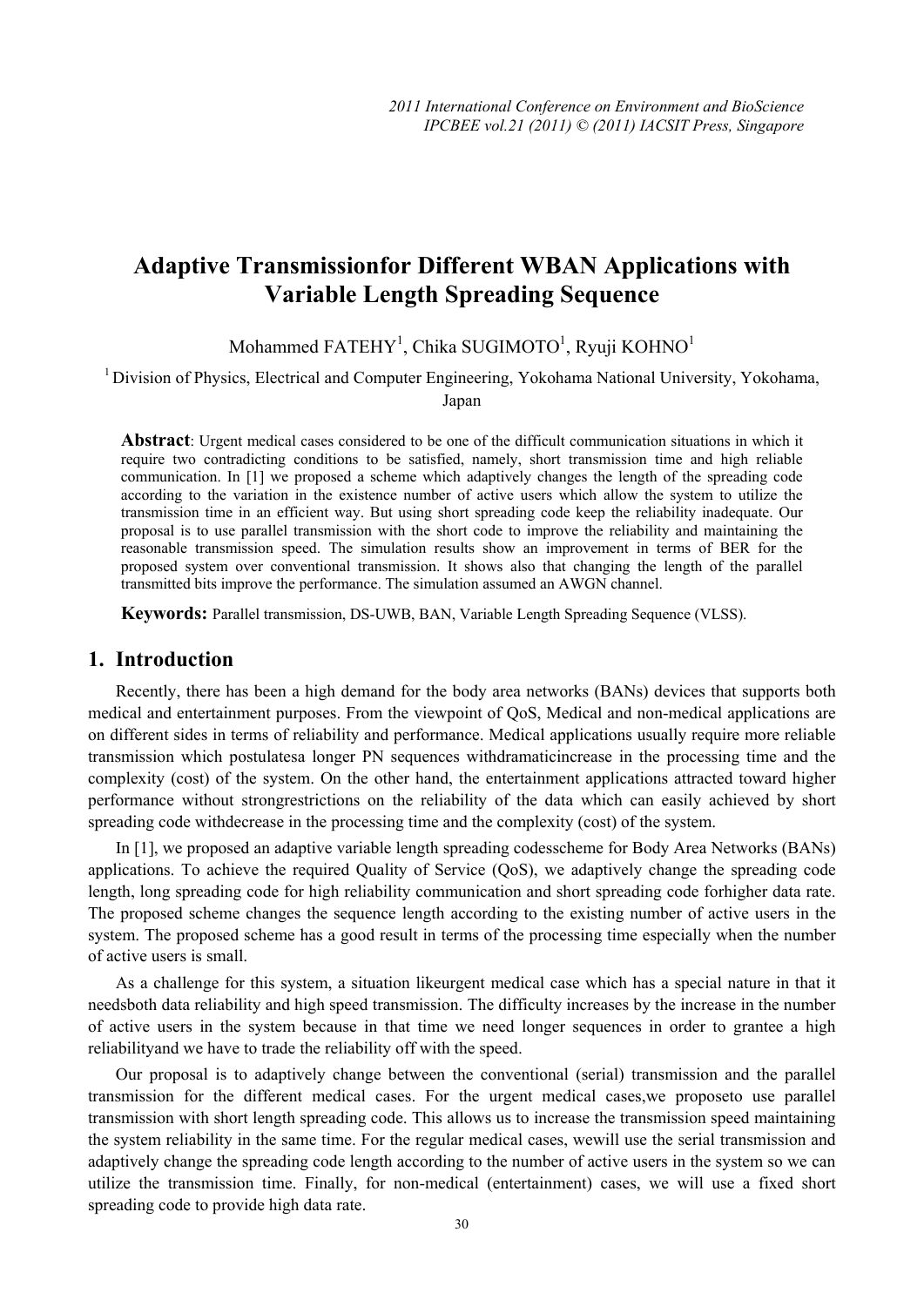# Adaptive Transmissionfor Different WBAN Applications with Variable Length Spreading Sequence

Mohammed FATEHY[1], Chika SUGIMOTO[1], Ryuji KOHNO[1]

[1] Division of Physics, Electrical and Computer Engineering, Yokohama National University, Yokohama, Japan

**Abstract**: Urgent medical cases considered to be one of the difficult communication situations in which it require two contradicting conditions to be satisfied, namely, short transmission time and high reliable communication. In [1] we proposed a scheme which adaptively changes the length of the spreading code according to the variation in the existence number of active users which allow the system to utilize the transmission time in an efficient way. But using short spreading code keep the reliability inadequate. Our proposal is to use parallel transmission with the short code to improve the reliability and maintaining the reasonable transmission speed. The simulation results show an improvement in terms of BER for the proposed system over conventional transmission. It shows also that changing the length of the parallel transmitted bits improve the performance. The simulation assumed an AWGN channel.

**Keywords:** Parallel transmission, DS-UWB, BAN, Variable Length Spreading Sequence (VLSS).

## 1. Introduction

Recently, there has been a high demand for the body area networks (BANs) devices that supports both medical and entertainment purposes. From the viewpoint of QoS, Medical and non-medical applications are on different sides in terms of reliability and performance. Medical applications usually require more reliable transmission which postulatesa longer PN sequences withdramaticincrease in the processing time and the complexity (cost) of the system. On the other hand, the entertainment applications attracted toward higher performance without strongrestrictions on the reliability of the data which can easily achieved by short spreading code withdecrease in the processing time and the complexity (cost) of the system.

In [1], we proposed an adaptive variable length spreading codesscheme for Body Area Networks (BANs) applications. To achieve the required Quality of Service (QoS), we adaptively change the spreading code length, long spreading code for high reliability communication and short spreading code forhigher data rate. The proposed scheme changes the sequence length according to the existing number of active users in the system. The proposed scheme has a good result in terms of the processing time especially when the number of active users is small.

As a challenge for this system, a situation likeurgent medical case which has a special nature in that it needsboth data reliability and high speed transmission. The difficulty increases by the increase in the number of active users in the system because in that time we need longer sequences in order to grantee a high reliabilityand we have to trade the reliability off with the speed.

Our proposal is to adaptively change between the conventional (serial) transmission and the parallel transmission for the different medical cases. For the urgent medical cases,we proposeto use parallel transmission with short length spreading code. This allows us to increase the transmission speed maintaining the system reliability in the same time. For the regular medical cases, wewill use the serial transmission and adaptively change the spreading code length according to the number of active users in the system so we can utilize the transmission time. Finally, for non-medical (entertainment) cases, we will use a fixed short spreading code to provide high data rate.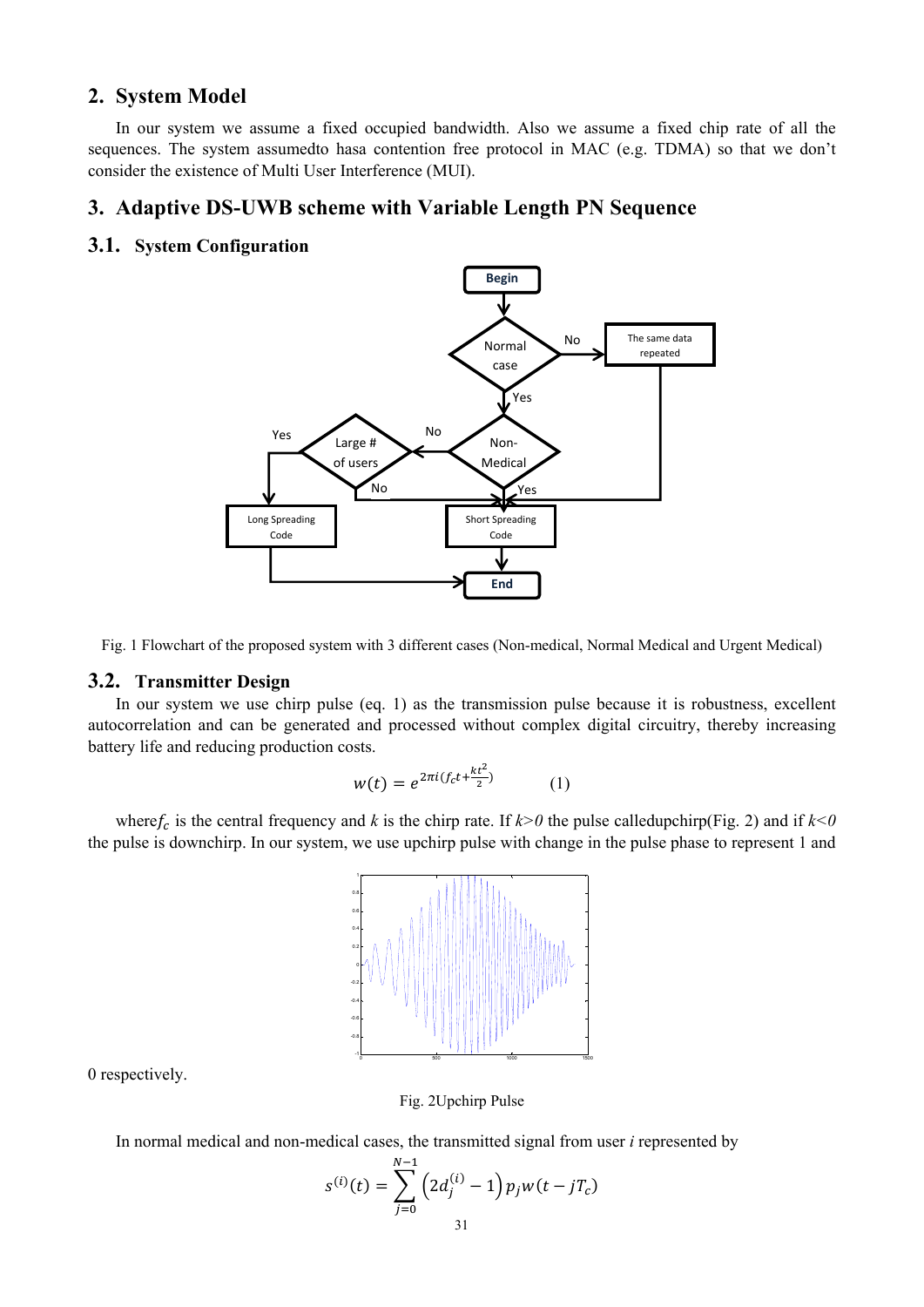## 2. System Model

In our system we assume a fixed occupied bandwidth. Also we assume a fixed chip rate of all the sequences. The system assumedto hasa contention free protocol in MAC (e.g. TDMA) so that we don't consider the existence of Multi User Interference (MUI).

## 3. Adaptive DS-UWB scheme with Variable Length PN Sequence

### 3.1. System Configuration

Fig. 1 Flowchart of the proposed system with 3 different cases (Non-medical, Normal Medical and Urgent Medical)

### 3.2. Transmitter Design

In our system we use chirp pulse (eq. 1) as the transmission pulse because it is robustness, excellent autocorrelation and can be generated and processed without complex digital circuitry, thereby increasing battery life and reducing production costs.

$$w(t) = e^{2\pi i\left(f_c t + \frac{kt^2}{2}\right)} \qquad (1)$$

where$f_c$ is the central frequency and $k$ is the chirp rate. If $k>0$ the pulse calledupchirp(Fig. 2) and if $k<0$ the pulse is downchirp. In our system, we use upchirp pulse with change in the pulse phase to represent 1 and 0 respectively.

Fig. 2Upchirp Pulse

In normal medical and non-medical cases, the transmitted signal from user $i$ represented by

$$s^{(i)}(t) = \sum_{j=0}^{N-1} \left(2d_j^{(i)} - 1\right) p_j w(t - jT_c)$$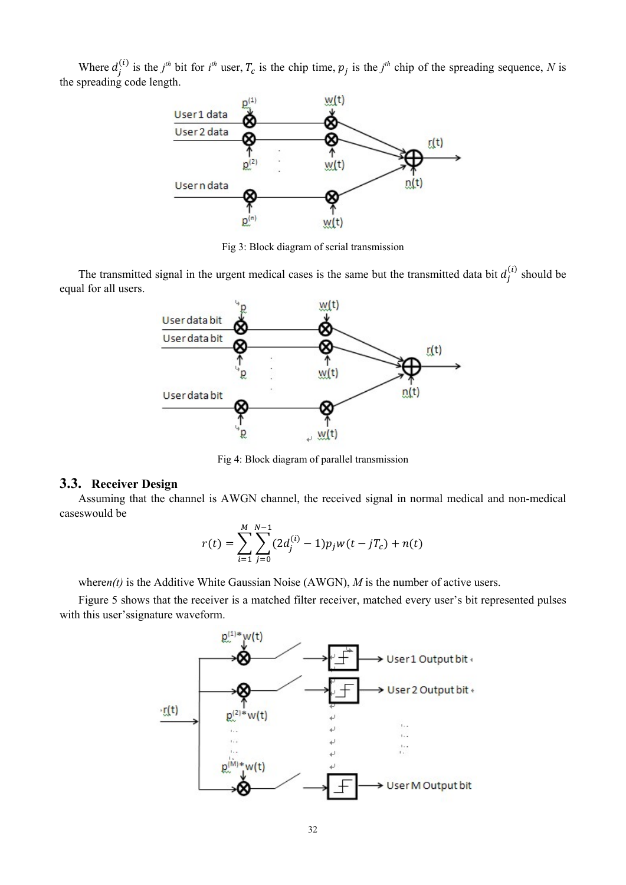Where $d_j^{(i)}$ is the $j^{th}$ bit for $i^{th}$ user, $T_c$ is the chip time, $p_j$ is the $j^{th}$ chip of the spreading sequence, $N$ is the spreading code length.

Fig 3: Block diagram of serial transmission

The transmitted signal in the urgent medical cases is the same but the transmitted data bit $d_j^{(i)}$ should be equal for all users.

Fig 4: Block diagram of parallel transmission

### 3.3. Receiver Design

Assuming that the channel is AWGN channel, the received signal in normal medical and non-medical caseswould be

$$r(t) = \sum_{i=1}^{M} \sum_{j=0}^{N-1} (2d_j^{(i)} - 1) p_j w(t - jT_c) + n(t)$$

where*n(t)* is the Additive White Gaussian Noise (AWGN), *M* is the number of active users.

Figure 5 shows that the receiver is a matched filter receiver, matched every user's bit represented pulses with this user'ssignature waveform.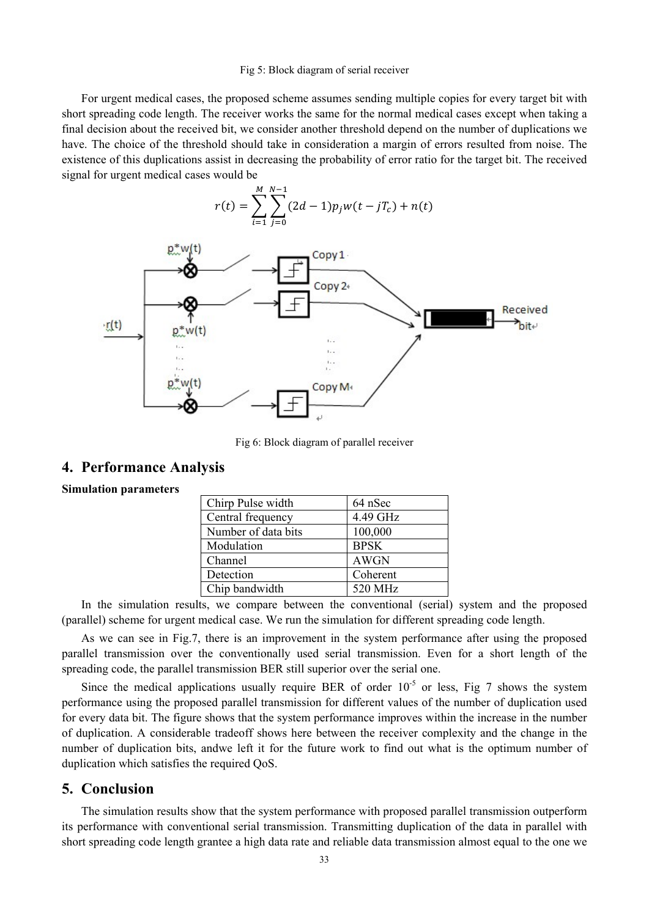Fig 5: Block diagram of serial receiver

For urgent medical cases, the proposed scheme assumes sending multiple copies for every target bit with short spreading code length. The receiver works the same for the normal medical cases except when taking a final decision about the received bit, we consider another threshold depend on the number of duplications we have. The choice of the threshold should take in consideration a margin of errors resulted from noise. The existence of this duplications assist in decreasing the probability of error ratio for the target bit. The received signal for urgent medical cases would be

$$r(t) = \sum_{i=1}^{M} \sum_{j=0}^{N-1} (2d-1) p_j w(t - jT_c) + n(t)$$

Fig 6: Block diagram of parallel receiver

## 4. Performance Analysis

**Simulation parameters**

| Chirp Pulse width | 64 nSec |
|---|---|
| Central frequency | 4.49 GHz |
| Number of data bits | 100,000 |
| Modulation | BPSK |
| Channel | AWGN |
| Detection | Coherent |
| Chip bandwidth | 520 MHz |

In the simulation results, we compare between the conventional (serial) system and the proposed (parallel) scheme for urgent medical case. We run the simulation for different spreading code length.

As we can see in Fig.7, there is an improvement in the system performance after using the proposed parallel transmission over the conventionally used serial transmission. Even for a short length of the spreading code, the parallel transmission BER still superior over the serial one.

Since the medical applications usually require BER of order $10^{-5}$ or less, Fig 7 shows the system performance using the proposed parallel transmission for different values of the number of duplication used for every data bit. The figure shows that the system performance improves within the increase in the number of duplication. A considerable tradeoff shows here between the receiver complexity and the change in the number of duplication bits, andwe left it for the future work to find out what is the optimum number of duplication which satisfies the required QoS.

## 5. Conclusion

The simulation results show that the system performance with proposed parallel transmission outperform its performance with conventional serial transmission. Transmitting duplication of the data in parallel with short spreading code length grantee a high data rate and reliable data transmission almost equal to the one we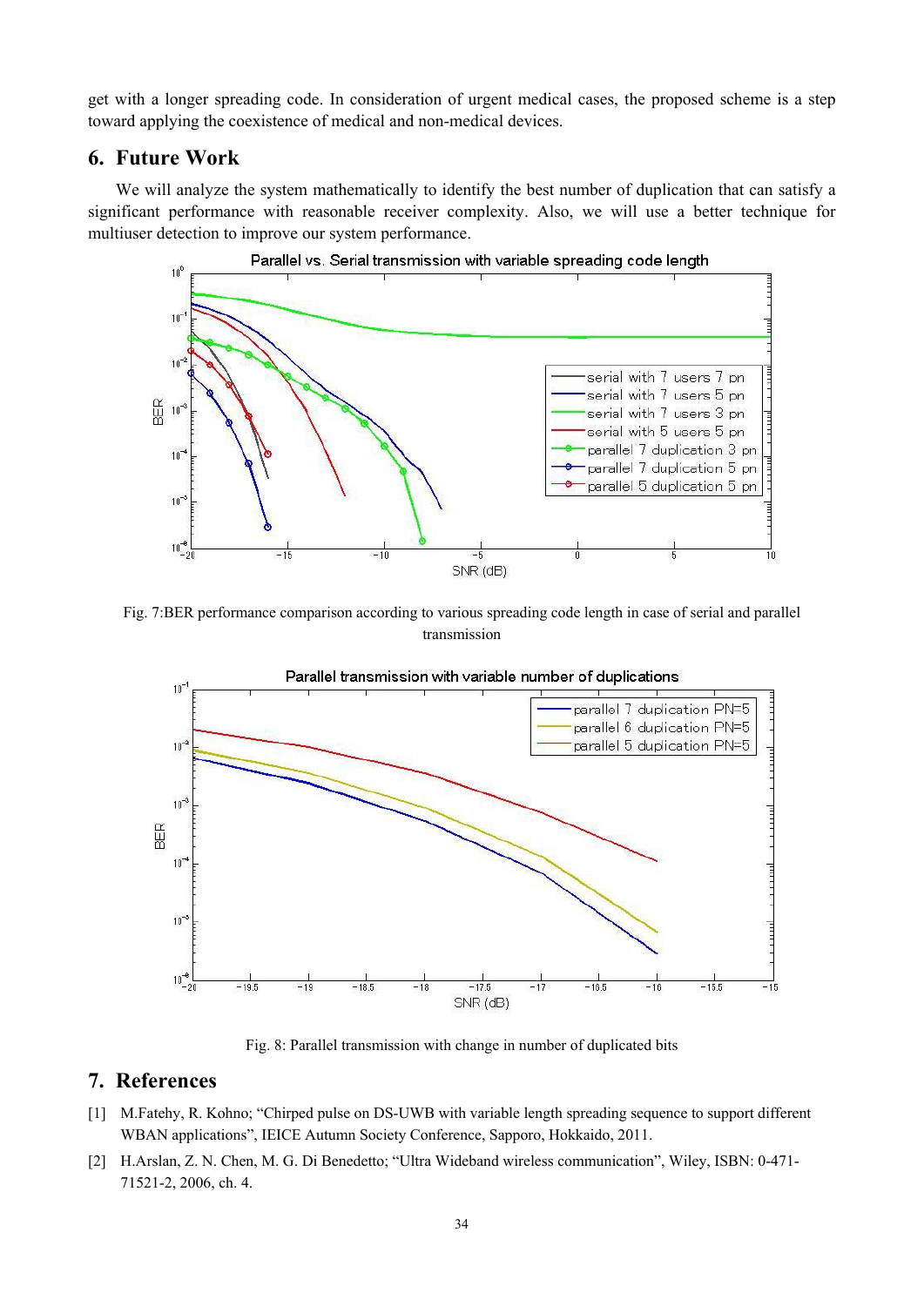get with a longer spreading code. In consideration of urgent medical cases, the proposed scheme is a step toward applying the coexistence of medical and non-medical devices.

## 6. Future Work

We will analyze the system mathematically to identify the best number of duplication that can satisfy a significant performance with reasonable receiver complexity. Also, we will use a better technique for multiuser detection to improve our system performance.

Fig. 7:BER performance comparison according to various spreading code length in case of serial and parallel transmission

Fig. 8: Parallel transmission with change in number of duplicated bits

## 7. References

[1] M.Fatehy, R. Kohno; "Chirped pulse on DS-UWB with variable length spreading sequence to support different WBAN applications", IEICE Autumn Society Conference, Sapporo, Hokkaido, 2011.

[2] H.Arslan, Z. N. Chen, M. G. Di Benedetto; "Ultra Wideband wireless communication", Wiley, ISBN: 0-471-71521-2, 2006, ch. 4.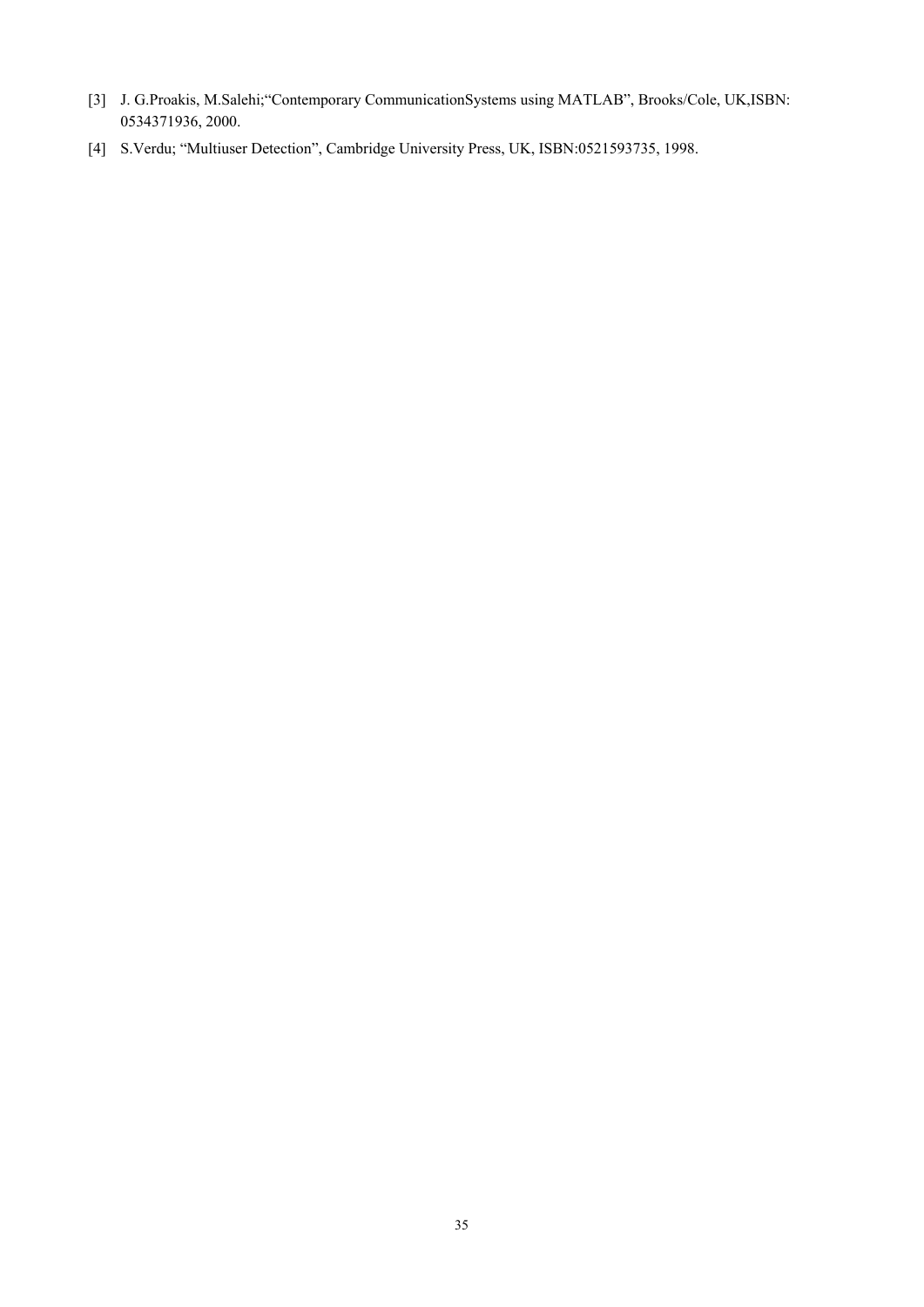[3] J. G.Proakis, M.Salehi;"Contemporary CommunicationSystems using MATLAB", Brooks/Cole, UK,ISBN: 0534371936, 2000.

[4] S.Verdu; "Multiuser Detection", Cambridge University Press, UK, ISBN:0521593735, 1998.